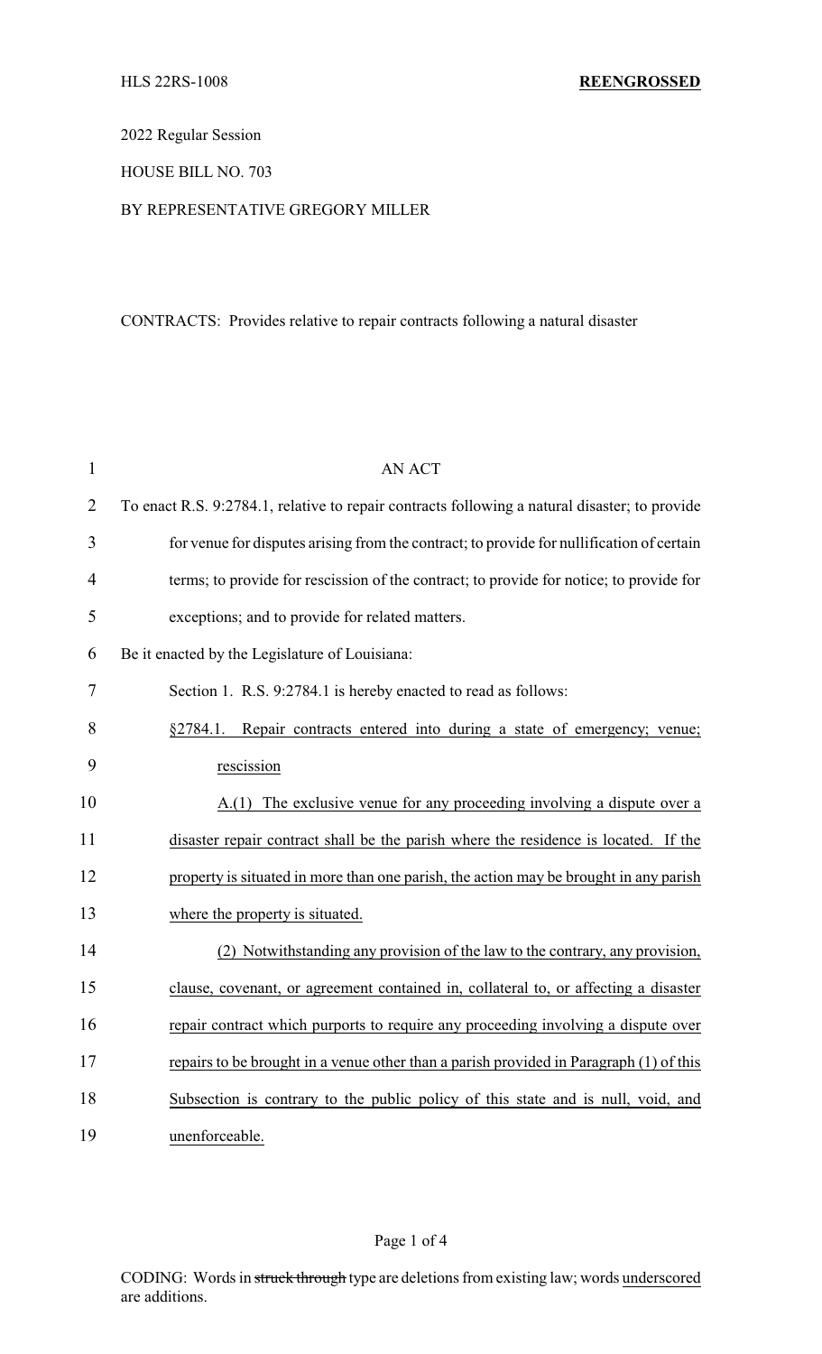HLS 22RS-1008 **REENGROSSED**

2022 Regular Session

HOUSE BILL NO. 703

BY REPRESENTATIVE GREGORY MILLER

CONTRACTS: Provides relative to repair contracts following a natural disaster

AN ACT

To enact R.S. 9:2784.1, relative to repair contracts following a natural disaster; to provide for venue for disputes arising from the contract; to provide for nullification of certain terms; to provide for rescission of the contract; to provide for notice; to provide for exceptions; and to provide for related matters.

Be it enacted by the Legislature of Louisiana:

Section 1. R.S. 9:2784.1 is hereby enacted to read as follows:

§2784.1. Repair contracts entered into during a state of emergency; venue; rescission

A.(1) The exclusive venue for any proceeding involving a dispute over a disaster repair contract shall be the parish where the residence is located. If the property is situated in more than one parish, the action may be brought in any parish where the property is situated.

(2) Notwithstanding any provision of the law to the contrary, any provision, clause, covenant, or agreement contained in, collateral to, or affecting a disaster repair contract which purports to require any proceeding involving a dispute over repairs to be brought in a venue other than a parish provided in Paragraph (1) of this Subsection is contrary to the public policy of this state and is null, void, and unenforceable.

CODING: Words in ~~struck through~~ type are deletions from existing law; words underscored are additions.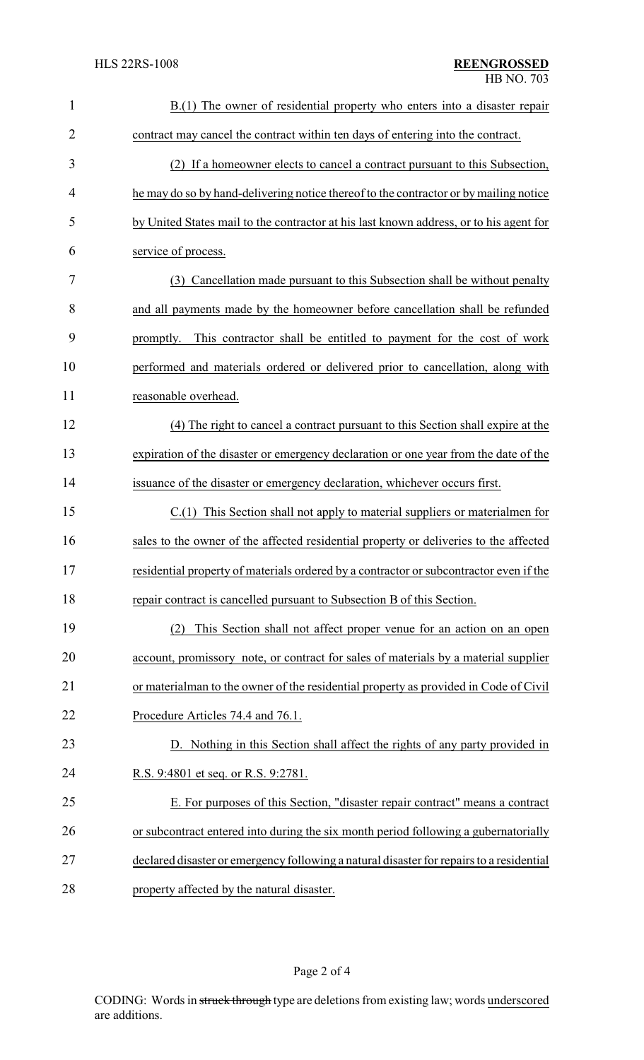B.(1) The owner of residential property who enters into a disaster repair contract may cancel the contract within ten days of entering into the contract.

(2) If a homeowner elects to cancel a contract pursuant to this Subsection, he may do so by hand-delivering notice thereof to the contractor or by mailing notice by United States mail to the contractor at his last known address, or to his agent for service of process.

(3) Cancellation made pursuant to this Subsection shall be without penalty and all payments made by the homeowner before cancellation shall be refunded promptly. This contractor shall be entitled to payment for the cost of work performed and materials ordered or delivered prior to cancellation, along with reasonable overhead.

(4) The right to cancel a contract pursuant to this Section shall expire at the expiration of the disaster or emergency declaration or one year from the date of the issuance of the disaster or emergency declaration, whichever occurs first.

C.(1) This Section shall not apply to material suppliers or materialmen for sales to the owner of the affected residential property or deliveries to the affected residential property of materials ordered by a contractor or subcontractor even if the repair contract is cancelled pursuant to Subsection B of this Section.

(2) This Section shall not affect proper venue for an action on an open account, promissory note, or contract for sales of materials by a material supplier or materialman to the owner of the residential property as provided in Code of Civil Procedure Articles 74.4 and 76.1.

D. Nothing in this Section shall affect the rights of any party provided in R.S. 9:4801 et seq. or R.S. 9:2781.

E. For purposes of this Section, "disaster repair contract" means a contract or subcontract entered into during the six month period following a gubernatorially declared disaster or emergency following a natural disaster for repairs to a residential property affected by the natural disaster.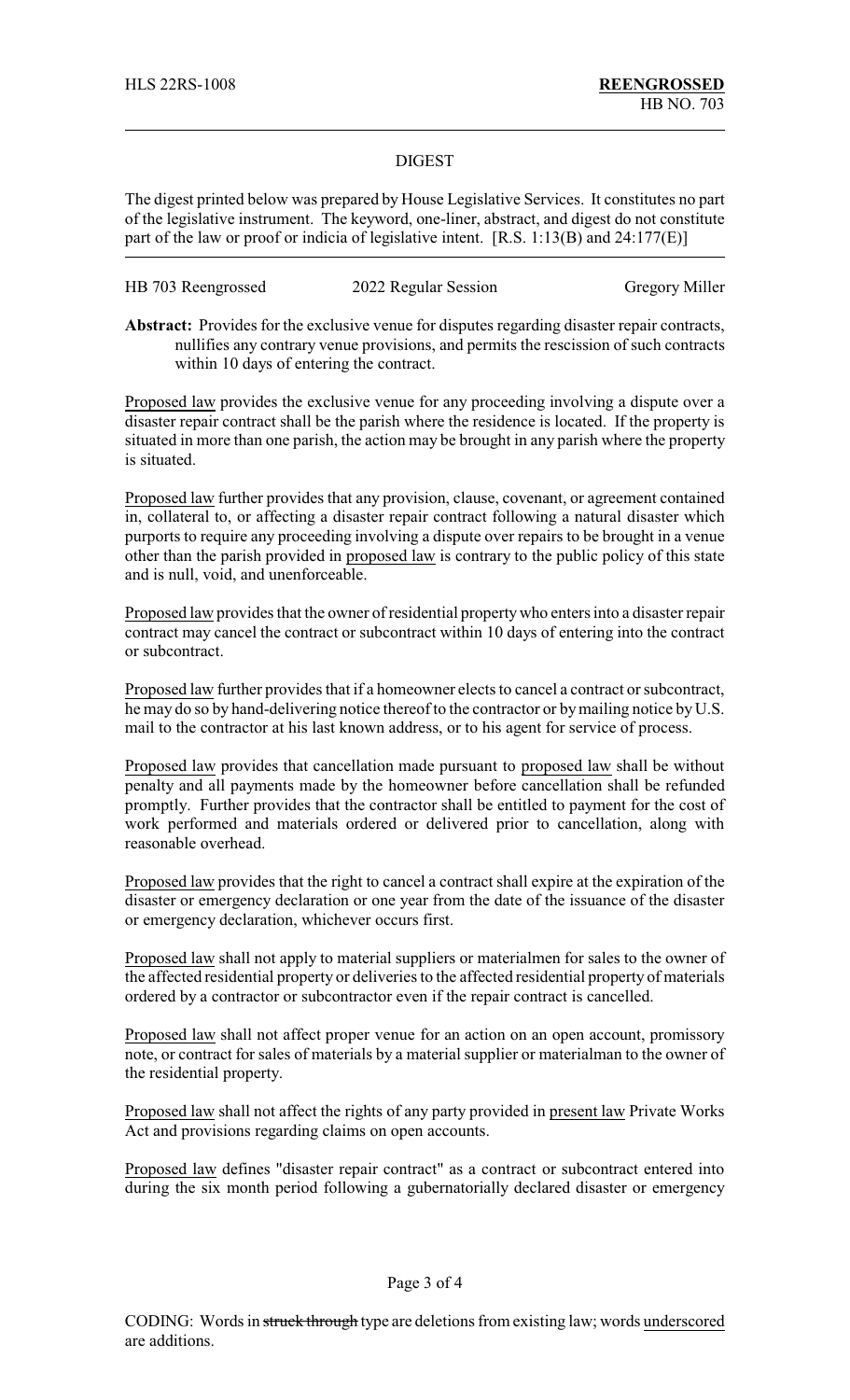## DIGEST

The digest printed below was prepared by House Legislative Services. It constitutes no part of the legislative instrument. The keyword, one-liner, abstract, and digest do not constitute part of the law or proof or indicia of legislative intent. [R.S. 1:13(B) and 24:177(E)]

HB 703 Reengrossed | 2022 Regular Session | Gregory Miller

**Abstract:** Provides for the exclusive venue for disputes regarding disaster repair contracts, nullifies any contrary venue provisions, and permits the rescission of such contracts within 10 days of entering the contract.

Proposed law provides the exclusive venue for any proceeding involving a dispute over a disaster repair contract shall be the parish where the residence is located. If the property is situated in more than one parish, the action may be brought in any parish where the property is situated.

Proposed law further provides that any provision, clause, covenant, or agreement contained in, collateral to, or affecting a disaster repair contract following a natural disaster which purports to require any proceeding involving a dispute over repairs to be brought in a venue other than the parish provided in proposed law is contrary to the public policy of this state and is null, void, and unenforceable.

Proposed law provides that the owner of residential property who enters into a disaster repair contract may cancel the contract or subcontract within 10 days of entering into the contract or subcontract.

Proposed law further provides that if a homeowner elects to cancel a contract or subcontract, he may do so by hand-delivering notice thereof to the contractor or by mailing notice by U.S. mail to the contractor at his last known address, or to his agent for service of process.

Proposed law provides that cancellation made pursuant to proposed law shall be without penalty and all payments made by the homeowner before cancellation shall be refunded promptly. Further provides that the contractor shall be entitled to payment for the cost of work performed and materials ordered or delivered prior to cancellation, along with reasonable overhead.

Proposed law provides that the right to cancel a contract shall expire at the expiration of the disaster or emergency declaration or one year from the date of the issuance of the disaster or emergency declaration, whichever occurs first.

Proposed law shall not apply to material suppliers or materialmen for sales to the owner of the affected residential property or deliveries to the affected residential property of materials ordered by a contractor or subcontractor even if the repair contract is cancelled.

Proposed law shall not affect proper venue for an action on an open account, promissory note, or contract for sales of materials by a material supplier or materialman to the owner of the residential property.

Proposed law shall not affect the rights of any party provided in present law Private Works Act and provisions regarding claims on open accounts.

Proposed law defines "disaster repair contract" as a contract or subcontract entered into during the six month period following a gubernatorially declared disaster or emergency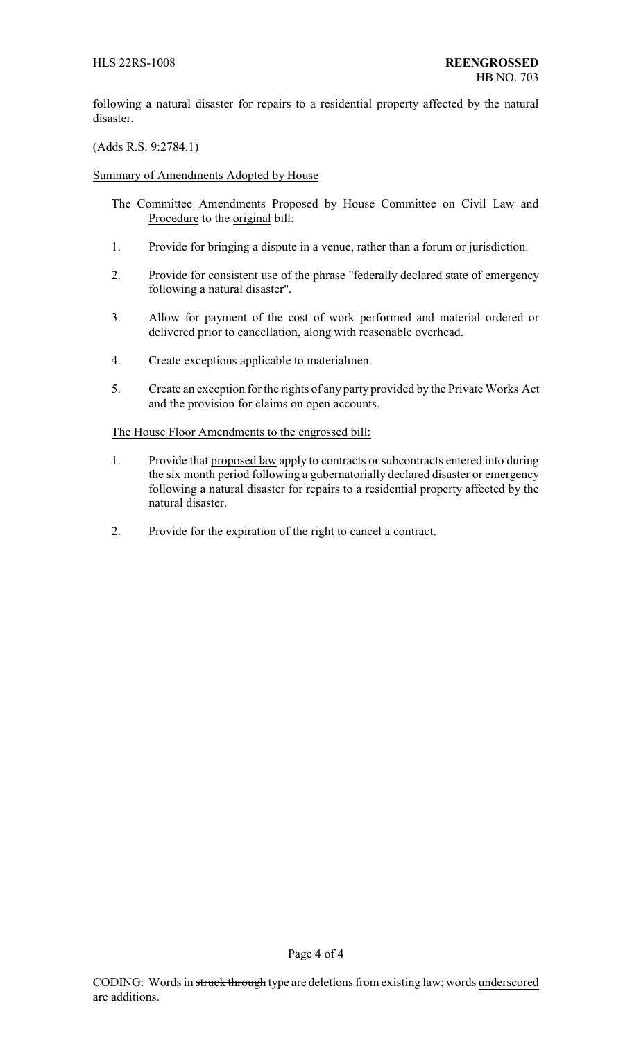following a natural disaster for repairs to a residential property affected by the natural disaster.

(Adds R.S. 9:2784.1)

Summary of Amendments Adopted by House

The Committee Amendments Proposed by House Committee on Civil Law and Procedure to the original bill:

1. Provide for bringing a dispute in a venue, rather than a forum or jurisdiction.
2. Provide for consistent use of the phrase "federally declared state of emergency following a natural disaster".
3. Allow for payment of the cost of work performed and material ordered or delivered prior to cancellation, along with reasonable overhead.
4. Create exceptions applicable to materialmen.
5. Create an exception for the rights of any party provided by the Private Works Act and the provision for claims on open accounts.

The House Floor Amendments to the engrossed bill:

1. Provide that proposed law apply to contracts or subcontracts entered into during the six month period following a gubernatorially declared disaster or emergency following a natural disaster for repairs to a residential property affected by the natural disaster.
2. Provide for the expiration of the right to cancel a contract.

CODING: Words in ~~struck through~~ type are deletions from existing law; words underscored are additions.